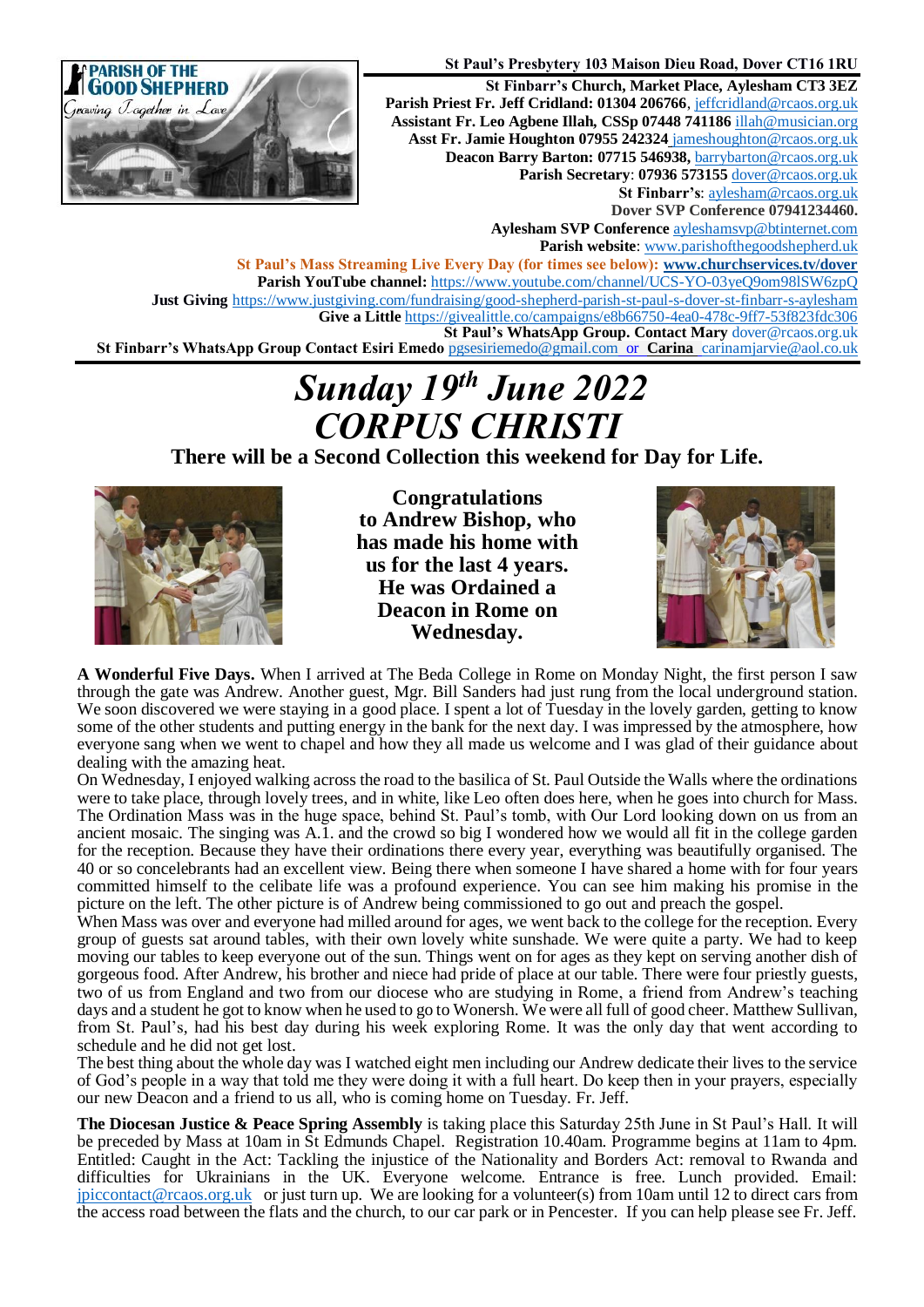**PARISH OF THE GOOD SHEPHERD**
*Growing Together in Love*

**St Paul's Presbytery 103 Maison Dieu Road, Dover CT16 1RU**
**St Finbarr's Church, Market Place, Aylesham CT3 3EZ**
**Parish Priest Fr. Jeff Cridland: 01304 206766**, jeffcridland@rcaos.org.uk
**Assistant Fr. Leo Agbene Illah, CSSp 07448 741186** illah@musician.org
**Asst Fr. Jamie Houghton 07955 242324** jameshoughton@rcaos.org.uk
**Deacon Barry Barton: 07715 546938,** barrybarton@rcaos.org.uk
**Parish Secretary**: **07936 573155** dover@rcaos.org.uk
**St Finbarr's**: aylesham@rcaos.org.uk
**Dover SVP Conference 07941234460.**
**Aylesham SVP Conference** ayleshamsvp@btinternet.com
**Parish website**: www.parishofthegoodshepherd.uk
**St Paul's Mass Streaming Live Every Day (for times see below): www.churchservices.tv/dover**
**Parish YouTube channel:** https://www.youtube.com/channel/UCS-YO-03yeQ9om98lSW6zpQ
**Just Giving** https://www.justgiving.com/fundraising/good-shepherd-parish-st-paul-s-dover-st-finbarr-s-aylesham
**Give a Little** https://givealittle.co/campaigns/e8b66750-4ea0-478c-9ff7-53f823fdc306
**St Paul's WhatsApp Group. Contact Mary** dover@rcaos.org.uk
**St Finbarr's WhatsApp Group Contact Esiri Emedo** pgsesiriemedo@gmail.com or **Carina** carinamjarvie@aol.co.uk

# *Sunday 19th June 2022*
# *CORPUS CHRISTI*

**There will be a Second Collection this weekend for Day for Life.**

**Congratulations to Andrew Bishop, who has made his home with us for the last 4 years. He was Ordained a Deacon in Rome on Wednesday.**

**A Wonderful Five Days.** When I arrived at The Beda College in Rome on Monday Night, the first person I saw through the gate was Andrew. Another guest, Mgr. Bill Sanders had just rung from the local underground station. We soon discovered we were staying in a good place. I spent a lot of Tuesday in the lovely garden, getting to know some of the other students and putting energy in the bank for the next day. I was impressed by the atmosphere, how everyone sang when we went to chapel and how they all made us welcome and I was glad of their guidance about dealing with the amazing heat.

On Wednesday, I enjoyed walking across the road to the basilica of St. Paul Outside the Walls where the ordinations were to take place, through lovely trees, and in white, like Leo often does here, when he goes into church for Mass. The Ordination Mass was in the huge space, behind St. Paul's tomb, with Our Lord looking down on us from an ancient mosaic. The singing was A.1. and the crowd so big I wondered how we would all fit in the college garden for the reception. Because they have their ordinations there every year, everything was beautifully organised. The 40 or so concelebrants had an excellent view. Being there when someone I have shared a home with for four years committed himself to the celibate life was a profound experience. You can see him making his promise in the picture on the left. The other picture is of Andrew being commissioned to go out and preach the gospel.

When Mass was over and everyone had milled around for ages, we went back to the college for the reception. Every group of guests sat around tables, with their own lovely white sunshade. We were quite a party. We had to keep moving our tables to keep everyone out of the sun. Things went on for ages as they kept on serving another dish of gorgeous food. After Andrew, his brother and niece had pride of place at our table. There were four priestly guests, two of us from England and two from our diocese who are studying in Rome, a friend from Andrew's teaching days and a student he got to know when he used to go to Wonersh. We were all full of good cheer. Matthew Sullivan, from St. Paul's, had his best day during his week exploring Rome. It was the only day that went according to schedule and he did not get lost.

The best thing about the whole day was I watched eight men including our Andrew dedicate their lives to the service of God's people in a way that told me they were doing it with a full heart. Do keep then in your prayers, especially our new Deacon and a friend to us all, who is coming home on Tuesday. Fr. Jeff.

**The Diocesan Justice & Peace Spring Assembly** is taking place this Saturday 25th June in St Paul's Hall. It will be preceded by Mass at 10am in St Edmunds Chapel. Registration 10.40am. Programme begins at 11am to 4pm. Entitled: Caught in the Act: Tackling the injustice of the Nationality and Borders Act: removal to Rwanda and difficulties for Ukrainians in the UK. Everyone welcome. Entrance is free. Lunch provided. Email: jpiccontact@rcaos.org.uk or just turn up. We are looking for a volunteer(s) from 10am until 12 to direct cars from the access road between the flats and the church, to our car park or in Pencester. If you can help please see Fr. Jeff.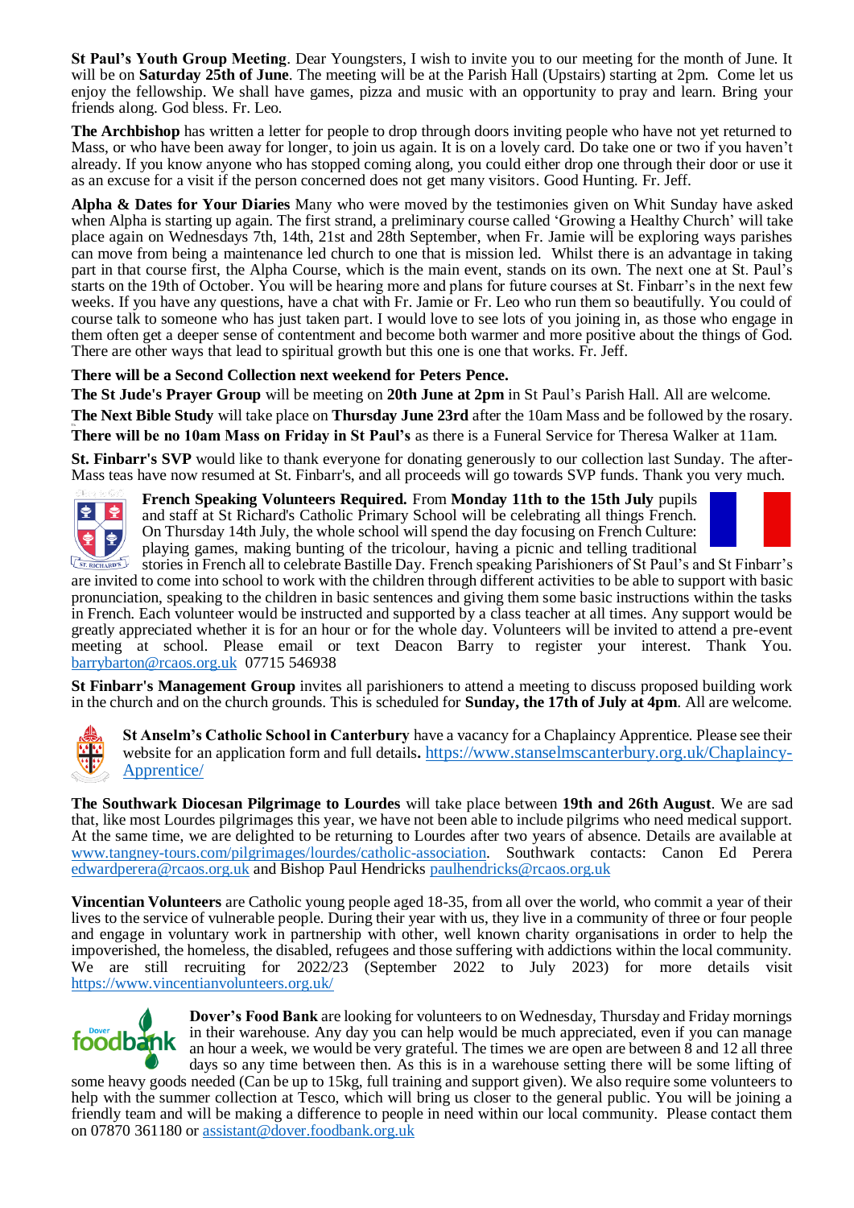**St Paul's Youth Group Meeting**. Dear Youngsters, I wish to invite you to our meeting for the month of June. It will be on **Saturday 25th of June**. The meeting will be at the Parish Hall (Upstairs) starting at 2pm. Come let us enjoy the fellowship. We shall have games, pizza and music with an opportunity to pray and learn. Bring your friends along. God bless. Fr. Leo.

**The Archbishop** has written a letter for people to drop through doors inviting people who have not yet returned to Mass, or who have been away for longer, to join us again. It is on a lovely card. Do take one or two if you haven't already. If you know anyone who has stopped coming along, you could either drop one through their door or use it as an excuse for a visit if the person concerned does not get many visitors. Good Hunting. Fr. Jeff.

**Alpha & Dates for Your Diaries** Many who were moved by the testimonies given on Whit Sunday have asked when Alpha is starting up again. The first strand, a preliminary course called 'Growing a Healthy Church' will take place again on Wednesdays 7th, 14th, 21st and 28th September, when Fr. Jamie will be exploring ways parishes can move from being a maintenance led church to one that is mission led. Whilst there is an advantage in taking part in that course first, the Alpha Course, which is the main event, stands on its own. The next one at St. Paul's starts on the 19th of October. You will be hearing more and plans for future courses at St. Finbarr's in the next few weeks. If you have any questions, have a chat with Fr. Jamie or Fr. Leo who run them so beautifully. You could of course talk to someone who has just taken part. I would love to see lots of you joining in, as those who engage in them often get a deeper sense of contentment and become both warmer and more positive about the things of God. There are other ways that lead to spiritual growth but this one is one that works. Fr. Jeff.

**There will be a Second Collection next weekend for Peters Pence.**

**The St Jude's Prayer Group** will be meeting on **20th June at 2pm** in St Paul's Parish Hall. All are welcome.

**The Next Bible Study** will take place on **Thursday June 23rd** after the 10am Mass and be followed by the rosary.

**There will be no 10am Mass on Friday in St Paul's** as there is a Funeral Service for Theresa Walker at 11am.

**St. Finbarr's SVP** would like to thank everyone for donating generously to our collection last Sunday. The after-Mass teas have now resumed at St. Finbarr's, and all proceeds will go towards SVP funds. Thank you very much.

**French Speaking Volunteers Required.** From **Monday 11th to the 15th July** pupils and staff at St Richard's Catholic Primary School will be celebrating all things French. On Thursday 14th July, the whole school will spend the day focusing on French Culture: playing games, making bunting of the tricolour, having a picnic and telling traditional stories in French all to celebrate Bastille Day. French speaking Parishioners of St Paul's and St Finbarr's are invited to come into school to work with the children through different activities to be able to support with basic pronunciation, speaking to the children in basic sentences and giving them some basic instructions within the tasks in French. Each volunteer would be instructed and supported by a class teacher at all times. Any support would be greatly appreciated whether it is for an hour or for the whole day. Volunteers will be invited to attend a pre-event meeting at school. Please email or text Deacon Barry to register your interest. Thank You. barrybarton@rcaos.org.uk 07715 546938

**St Finbarr's Management Group** invites all parishioners to attend a meeting to discuss proposed building work in the church and on the church grounds. This is scheduled for **Sunday, the 17th of July at 4pm**. All are welcome.

**St Anselm's Catholic School in Canterbury** have a vacancy for a Chaplaincy Apprentice. Please see their website for an application form and full details**.** https://www.stanselmscanterbury.org.uk/Chaplaincy-Apprentice/

**The Southwark Diocesan Pilgrimage to Lourdes** will take place between **19th and 26th August**. We are sad that, like most Lourdes pilgrimages this year, we have not been able to include pilgrims who need medical support. At the same time, we are delighted to be returning to Lourdes after two years of absence. Details are available at www.tangney-tours.com/pilgrimages/lourdes/catholic-association. Southwark contacts: Canon Ed Perera edwardperera@rcaos.org.uk and Bishop Paul Hendricks paulhendricks@rcaos.org.uk

**Vincentian Volunteers** are Catholic young people aged 18-35, from all over the world, who commit a year of their lives to the service of vulnerable people. During their year with us, they live in a community of three or four people and engage in voluntary work in partnership with other, well known charity organisations in order to help the impoverished, the homeless, the disabled, refugees and those suffering with addictions within the local community. We are still recruiting for 2022/23 (September 2022 to July 2023) for more details visit https://www.vincentianvolunteers.org.uk/

**Dover's Food Bank** are looking for volunteers to on Wednesday, Thursday and Friday mornings in their warehouse. Any day you can help would be much appreciated, even if you can manage an hour a week, we would be very grateful. The times we are open are between 8 and 12 all three days so any time between then. As this is in a warehouse setting there will be some lifting of some heavy goods needed (Can be up to 15kg, full training and support given). We also require some volunteers to help with the summer collection at Tesco, which will bring us closer to the general public. You will be joining a friendly team and will be making a difference to people in need within our local community. Please contact them on 07870 361180 or assistant@dover.foodbank.org.uk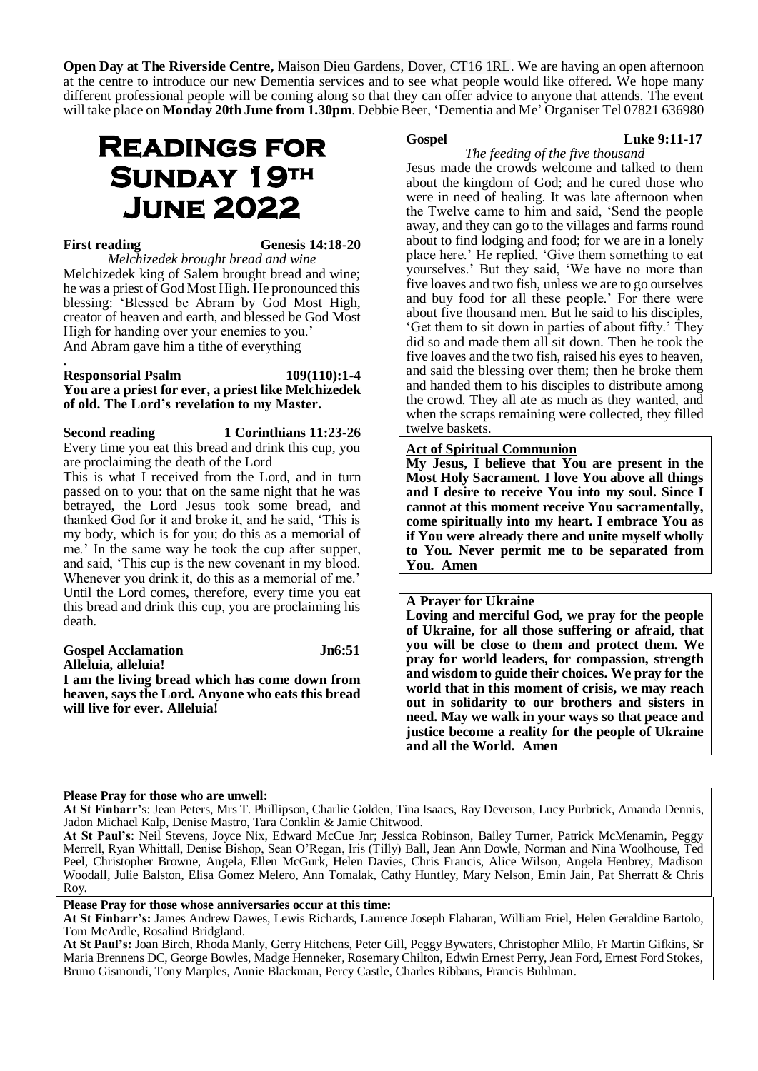**Open Day at The Riverside Centre,** Maison Dieu Gardens, Dover, CT16 1RL. We are having an open afternoon at the centre to introduce our new Dementia services and to see what people would like offered. We hope many different professional people will be coming along so that they can offer advice to anyone that attends. The event will take place on **Monday 20th June from 1.30pm**. Debbie Beer, 'Dementia and Me' Organiser Tel 07821 636980

# Readings for Sunday 19th June 2022

**First reading** **Genesis 14:18-20**

*Melchizedek brought bread and wine*

Melchizedek king of Salem brought bread and wine; he was a priest of God Most High. He pronounced this blessing: 'Blessed be Abram by God Most High, creator of heaven and earth, and blessed be God Most High for handing over your enemies to you.'
And Abram gave him a tithe of everything
.

**Responsorial Psalm** **109(110):1-4**

**You are a priest for ever, a priest like Melchizedek of old. The Lord's revelation to my Master.**

**Second reading** **1 Corinthians 11:23-26**

Every time you eat this bread and drink this cup, you are proclaiming the death of the Lord

This is what I received from the Lord, and in turn passed on to you: that on the same night that he was betrayed, the Lord Jesus took some bread, and thanked God for it and broke it, and he said, 'This is my body, which is for you; do this as a memorial of me.' In the same way he took the cup after supper, and said, 'This cup is the new covenant in my blood. Whenever you drink it, do this as a memorial of me.' Until the Lord comes, therefore, every time you eat this bread and drink this cup, you are proclaiming his death.

**Gospel Acclamation** **Jn6:51**

**Alleluia, alleluia!**
**I am the living bread which has come down from heaven, says the Lord. Anyone who eats this bread will live for ever. Alleluia!**

**Gospel** **Luke 9:11-17**

*The feeding of the five thousand*

Jesus made the crowds welcome and talked to them about the kingdom of God; and he cured those who were in need of healing. It was late afternoon when the Twelve came to him and said, 'Send the people away, and they can go to the villages and farms round about to find lodging and food; for we are in a lonely place here.' He replied, 'Give them something to eat yourselves.' But they said, 'We have no more than five loaves and two fish, unless we are to go ourselves and buy food for all these people.' For there were about five thousand men. But he said to his disciples, 'Get them to sit down in parties of about fifty.' They did so and made them all sit down. Then he took the five loaves and the two fish, raised his eyes to heaven, and said the blessing over them; then he broke them and handed them to his disciples to distribute among the crowd. They all ate as much as they wanted, and when the scraps remaining were collected, they filled twelve baskets.

**Act of Spiritual Communion**

**My Jesus, I believe that You are present in the Most Holy Sacrament. I love You above all things and I desire to receive You into my soul. Since I cannot at this moment receive You sacramentally, come spiritually into my heart. I embrace You as if You were already there and unite myself wholly to You. Never permit me to be separated from You. Amen**

**A Prayer for Ukraine**

**Loving and merciful God, we pray for the people of Ukraine, for all those suffering or afraid, that you will be close to them and protect them. We pray for world leaders, for compassion, strength and wisdom to guide their choices. We pray for the world that in this moment of crisis, we may reach out in solidarity to our brothers and sisters in need. May we walk in your ways so that peace and justice become a reality for the people of Ukraine and all the World. Amen**

**Please Pray for those who are unwell:**

**At St Finbarr'**s: Jean Peters, Mrs T. Phillipson, Charlie Golden, Tina Isaacs, Ray Deverson, Lucy Purbrick, Amanda Dennis, Jadon Michael Kalp, Denise Mastro, Tara Conklin & Jamie Chitwood.

**At St Paul's**: Neil Stevens, Joyce Nix, Edward McCue Jnr; Jessica Robinson, Bailey Turner, Patrick McMenamin, Peggy Merrell, Ryan Whittall, Denise Bishop, Sean O'Regan, Iris (Tilly) Ball, Jean Ann Dowle, Norman and Nina Woolhouse, Ted Peel, Christopher Browne, Angela, Ellen McGurk, Helen Davies, Chris Francis, Alice Wilson, Angela Henbrey, Madison Woodall, Julie Balston, Elisa Gomez Melero, Ann Tomalak, Cathy Huntley, Mary Nelson, Emin Jain, Pat Sherratt & Chris Roy.

**Please Pray for those whose anniversaries occur at this time:**

**At St Finbarr's:** James Andrew Dawes, Lewis Richards, Laurence Joseph Flaharan, William Friel, Helen Geraldine Bartolo, Tom McArdle, Rosalind Bridgland.

**At St Paul's:** Joan Birch, Rhoda Manly, Gerry Hitchens, Peter Gill, Peggy Bywaters, Christopher Mlilo, Fr Martin Gifkins, Sr Maria Brennens DC, George Bowles, Madge Henneker, Rosemary Chilton, Edwin Ernest Perry, Jean Ford, Ernest Ford Stokes, Bruno Gismondi, Tony Marples, Annie Blackman, Percy Castle, Charles Ribbans, Francis Buhlman.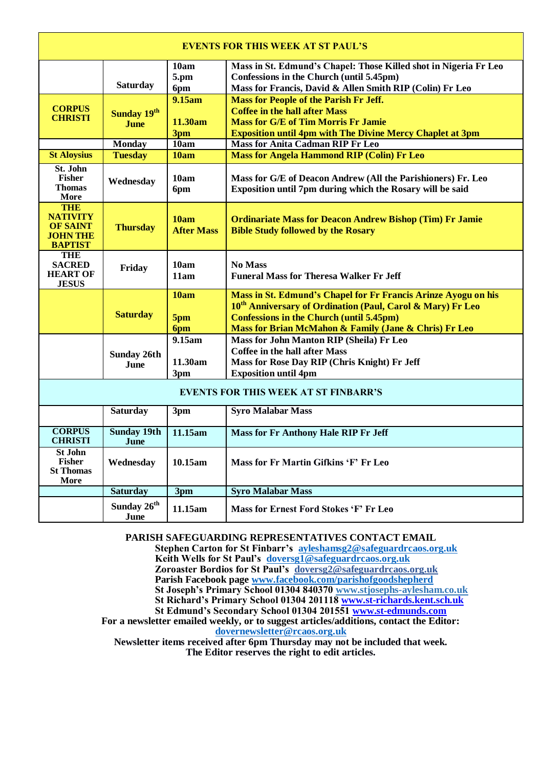| | | | |
|---|---|---|---|
| **EVENTS FOR THIS WEEK AT ST PAUL'S** | | | |
| | **Saturday** | **10am**<br>**5.pm**<br>**6pm** | **Mass in St. Edmund's Chapel: Those Killed shot in Nigeria Fr Leo**<br>**Confessions in the Church (until 5.45pm)**<br>**Mass for Francis, David & Allen Smith RIP (Colin) Fr Leo** |
| **CORPUS CHRISTI** | **Sunday 19th June** | **9.15am**<br><br>**11.30am**<br>**3pm** | **Mass for People of the Parish Fr Jeff.**<br>**Coffee in the hall after Mass**<br>**Mass for G/E of Tim Morris Fr Jamie**<br>**Exposition until 4pm with The Divine Mercy Chaplet at 3pm** |
| | **Monday** | **10am** | **Mass for Anita Cadman RIP Fr Leo** |
| **St Aloysius** | **Tuesday** | **10am** | **Mass for Angela Hammond RIP (Colin) Fr Leo** |
| **St. John Fisher Thomas More** | **Wednesday** | **10am**<br>**6pm** | **Mass for G/E of Deacon Andrew (All the Parishioners) Fr. Leo**<br>**Exposition until 7pm during which the Rosary will be said** |
| **THE NATIVITY OF SAINT JOHN THE BAPTIST** | **Thursday** | **10am**<br>**After Mass** | **Ordinariate Mass for Deacon Andrew Bishop (Tim) Fr Jamie**<br>**Bible Study followed by the Rosary** |
| **THE SACRED HEART OF JESUS** | **Friday** | **10am**<br>**11am** | **No Mass**<br>**Funeral Mass for Theresa Walker Fr Jeff** |
| | **Saturday** | **10am**<br><br>**5pm**<br>**6pm** | **Mass in St. Edmund's Chapel for Fr Francis Arinze Ayogu on his 10th Anniversary of Ordination (Paul, Carol & Mary) Fr Leo**<br>**Confessions in the Church (until 5.45pm)**<br>**Mass for Brian McMahon & Family (Jane & Chris) Fr Leo** |
| | **Sunday 26th June** | **9.15am**<br><br>**11.30am**<br>**3pm** | **Mass for John Manton RIP (Sheila) Fr Leo**<br>**Coffee in the hall after Mass**<br>**Mass for Rose Day RIP (Chris Knight) Fr Jeff**<br>**Exposition until 4pm** |
| **EVENTS FOR THIS WEEK AT ST FINBARR'S** | | | |
| | **Saturday** | **3pm** | **Syro Malabar Mass** |
| **CORPUS CHRISTI** | **Sunday 19th June** | **11.15am** | **Mass for Fr Anthony Hale RIP Fr Jeff** |
| **St John Fisher St Thomas More** | **Wednesday** | **10.15am** | **Mass for Fr Martin Gifkins 'F' Fr Leo** |
| | **Saturday** | **3pm** | **Syro Malabar Mass** |
| | **Sunday 26th June** | **11.15am** | **Mass for Ernest Ford Stokes 'F' Fr Leo** |

**PARISH SAFEGUARDING REPRESENTATIVES CONTACT EMAIL**

**Stephen Carton for St Finbarr's aylesham sg2@safeguardrcaos.org.uk**
**Keith Wells for St Paul's doversg1@safeguardrcaos.org.uk**
**Zoroaster Bordios for St Paul's doversg2@safeguardrcaos.org.uk**
**Parish Facebook page www.facebook.com/parishofgoodshepherd**
**St Joseph's Primary School 01304 840370 www.stjosephs-aylesham.co.uk**
**St Richard's Primary School 01304 201118 www.st-richards.kent.sch.uk**
**St Edmund's Secondary School 01304 201551 www.st-edmunds.com**

**For a newsletter emailed weekly, or to suggest articles/additions, contact the Editor: dovernewsletter@rcaos.org.uk**

**Newsletter items received after 6pm Thursday may not be included that week.**
**The Editor reserves the right to edit articles.**